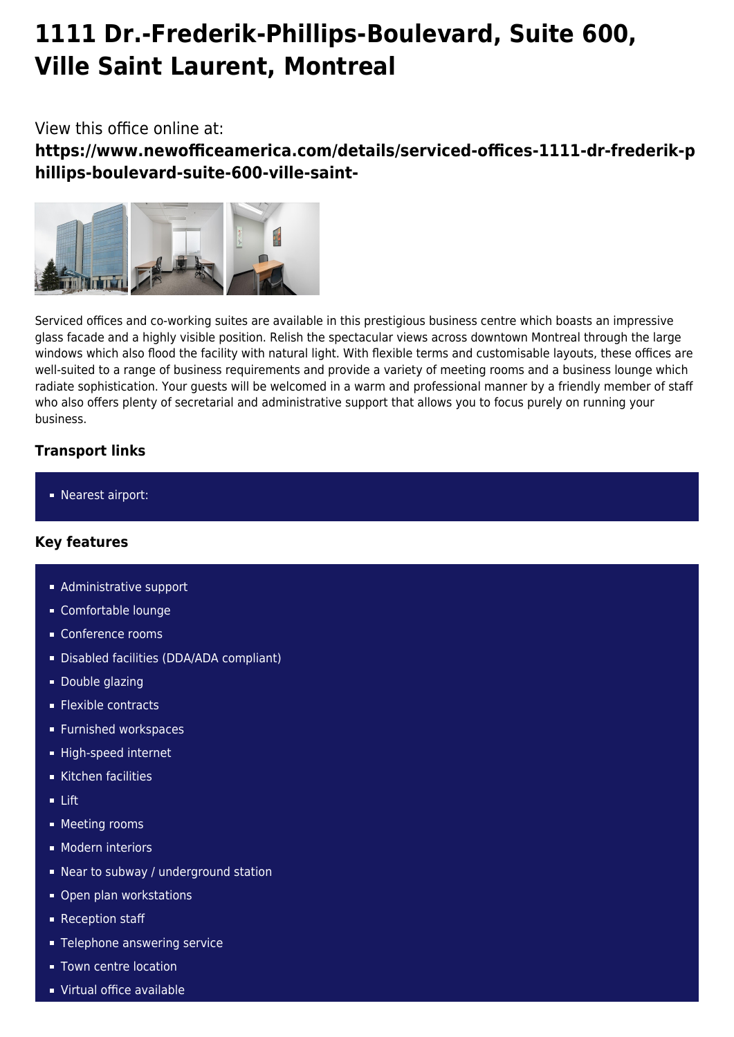# 1111 Dr.-Frederik-Phillips-Boulevard, Suite 600, Ville Saint Laurent, Montreal

View this office online at:

**https://www.newofficeamerica.com/details/serviced-offices-1111-dr-frederik-phillips-boulevard-suite-600-ville-saint-**

Serviced offices and co-working suites are available in this prestigious business centre which boasts an impressive glass facade and a highly visible position. Relish the spectacular views across downtown Montreal through the large windows which also flood the facility with natural light. With flexible terms and customisable layouts, these offices are well-suited to a range of business requirements and provide a variety of meeting rooms and a business lounge which radiate sophistication. Your guests will be welcomed in a warm and professional manner by a friendly member of staff who also offers plenty of secretarial and administrative support that allows you to focus purely on running your business.

### Transport links

- Nearest airport:

### Key features

- Administrative support
- Comfortable lounge
- Conference rooms
- Disabled facilities (DDA/ADA compliant)
- Double glazing
- Flexible contracts
- Furnished workspaces
- High-speed internet
- Kitchen facilities
- Lift
- Meeting rooms
- Modern interiors
- Near to subway / underground station
- Open plan workstations
- Reception staff
- Telephone answering service
- Town centre location
- Virtual office available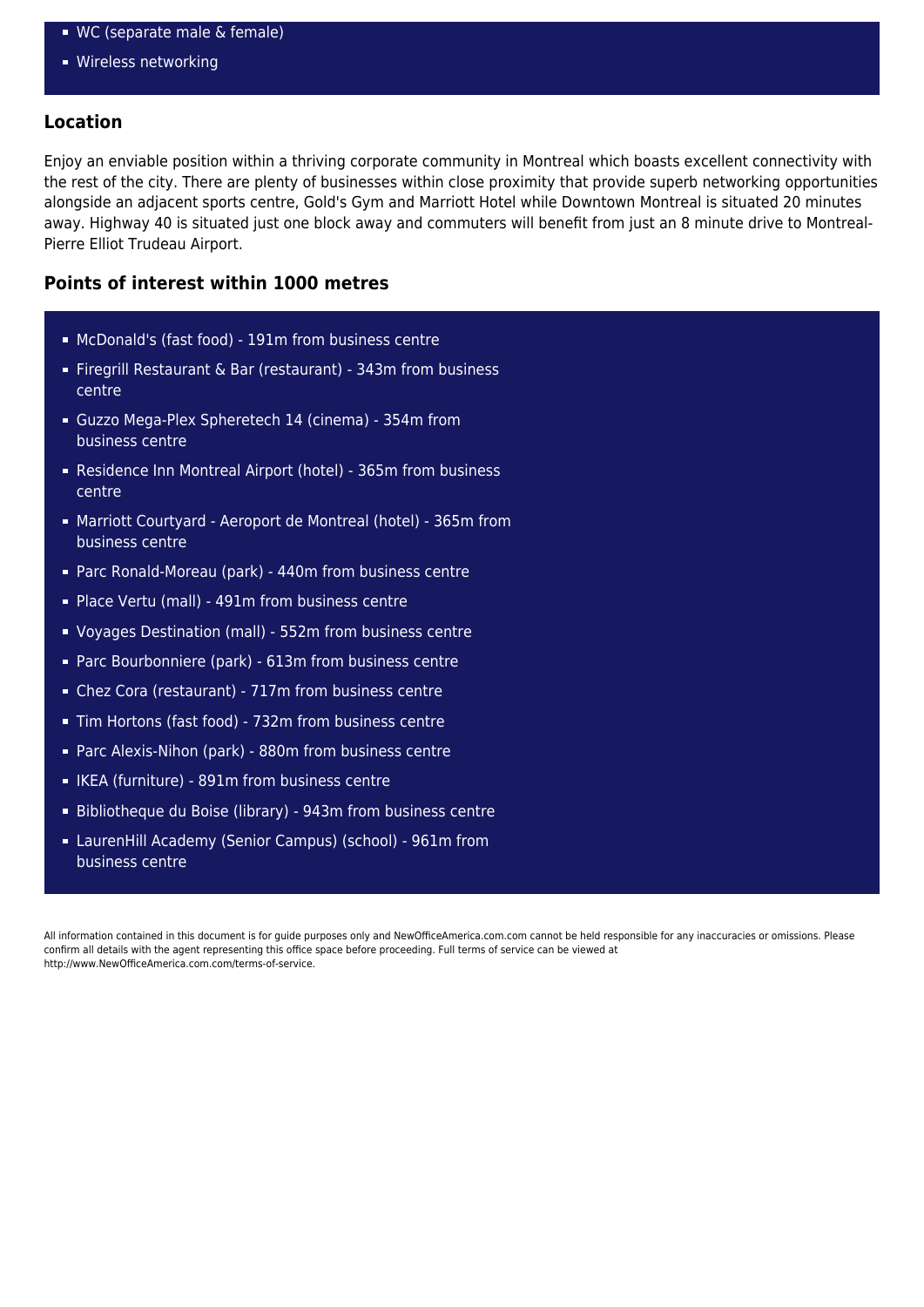- WC (separate male & female)
- Wireless networking

## Location

Enjoy an enviable position within a thriving corporate community in Montreal which boasts excellent connectivity with the rest of the city. There are plenty of businesses within close proximity that provide superb networking opportunities alongside an adjacent sports centre, Gold's Gym and Marriott Hotel while Downtown Montreal is situated 20 minutes away. Highway 40 is situated just one block away and commuters will benefit from just an 8 minute drive to Montreal-Pierre Elliot Trudeau Airport.

## Points of interest within 1000 metres

- McDonald's (fast food) - 191m from business centre
- Firegrill Restaurant & Bar (restaurant) - 343m from business centre
- Guzzo Mega-Plex Spheretech 14 (cinema) - 354m from business centre
- Residence Inn Montreal Airport (hotel) - 365m from business centre
- Marriott Courtyard - Aeroport de Montreal (hotel) - 365m from business centre
- Parc Ronald-Moreau (park) - 440m from business centre
- Place Vertu (mall) - 491m from business centre
- Voyages Destination (mall) - 552m from business centre
- Parc Bourbonniere (park) - 613m from business centre
- Chez Cora (restaurant) - 717m from business centre
- Tim Hortons (fast food) - 732m from business centre
- Parc Alexis-Nihon (park) - 880m from business centre
- IKEA (furniture) - 891m from business centre
- Bibliotheque du Boise (library) - 943m from business centre
- LaurenHill Academy (Senior Campus) (school) - 961m from business centre

All information contained in this document is for guide purposes only and NewOfficeAmerica.com.com cannot be held responsible for any inaccuracies or omissions. Please confirm all details with the agent representing this office space before proceeding. Full terms of service can be viewed at http://www.NewOfficeAmerica.com.com/terms-of-service.